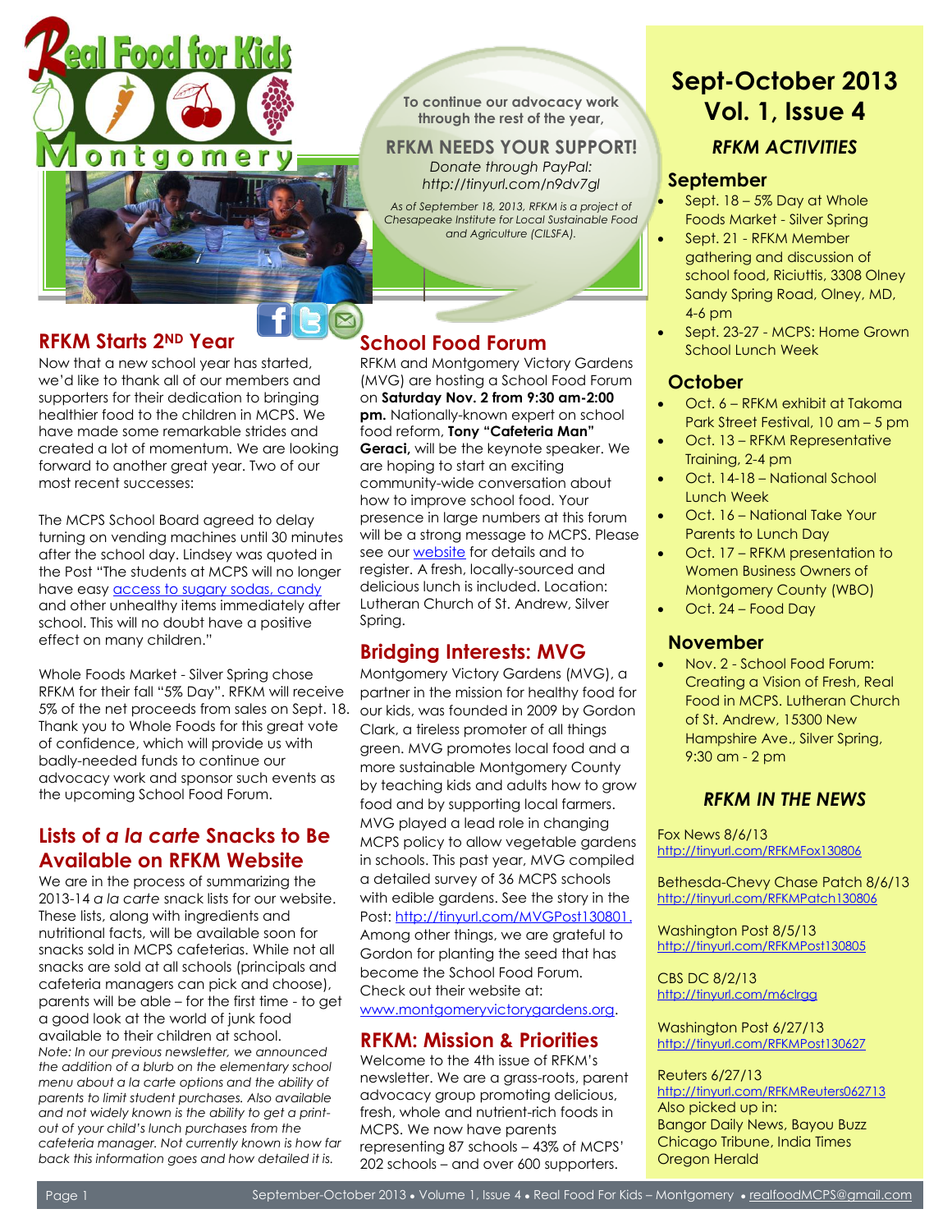# Real Food for Kids Montgomery

To continue our advocacy work through the rest of the year,

**RFKM NEEDS YOUR SUPPORT!**

*Donate through PayPal: http://tinyurl.com/n9dv7gl*

*As of September 18, 2013, RFKM is a project of Chesapeake Institute for Local Sustainable Food and Agriculture (CILSFA).*

## RFKM Starts 2ND Year

Now that a new school year has started, we'd like to thank all of our members and supporters for their dedication to bringing healthier food to the children in MCPS. We have made some remarkable strides and created a lot of momentum. We are looking forward to another great year. Two of our most recent successes:

The MCPS School Board agreed to delay turning on vending machines until 30 minutes after the school day. Lindsey was quoted in the Post "The students at MCPS will no longer have easy access to sugary sodas, candy and other unhealthy items immediately after school. This will no doubt have a positive effect on many children."

Whole Foods Market - Silver Spring chose RFKM for their fall "5% Day". RFKM will receive 5% of the net proceeds from sales on Sept. 18. Thank you to Whole Foods for this great vote of confidence, which will provide us with badly-needed funds to continue our advocacy work and sponsor such events as the upcoming School Food Forum.

## Lists of *a la carte* Snacks to Be Available on RFKM Website

We are in the process of summarizing the 2013-14 *a la carte* snack lists for our website. These lists, along with ingredients and nutritional facts, will be available soon for snacks sold in MCPS cafeterias. While not all snacks are sold at all schools (principals and cafeteria managers can pick and choose), parents will be able – for the first time - to get a good look at the world of junk food available to their children at school.

*Note: In our previous newsletter, we announced the addition of a blurb on the elementary school menu about a la carte options and the ability of parents to limit student purchases. Also available and not widely known is the ability to get a print-out of your child's lunch purchases from the cafeteria manager. Not currently known is how far back this information goes and how detailed it is.*

## School Food Forum

RFKM and Montgomery Victory Gardens (MVG) are hosting a School Food Forum on **Saturday Nov. 2 from 9:30 am-2:00 pm.** Nationally-known expert on school food reform, **Tony "Cafeteria Man" Geraci,** will be the keynote speaker. We are hoping to start an exciting community-wide conversation about how to improve school food. Your presence in large numbers at this forum will be a strong message to MCPS. Please see our website for details and to register. A fresh, locally-sourced and delicious lunch is included. Location: Lutheran Church of St. Andrew, Silver Spring.

## Bridging Interests: MVG

Montgomery Victory Gardens (MVG), a partner in the mission for healthy food for our kids, was founded in 2009 by Gordon Clark, a tireless promoter of all things green. MVG promotes local food and a more sustainable Montgomery County by teaching kids and adults how to grow food and by supporting local farmers. MVG played a lead role in changing MCPS policy to allow vegetable gardens in schools. This past year, MVG compiled a detailed survey of 36 MCPS schools with edible gardens. See the story in the Post: http://tinyurl.com/MVGPost130801. Among other things, we are grateful to Gordon for planting the seed that has become the School Food Forum. Check out their website at: www.montgomeryvictorygardens.org.

## RFKM: Mission & Priorities

Welcome to the 4th issue of RFKM's newsletter. We are a grass-roots, parent advocacy group promoting delicious, fresh, whole and nutrient-rich foods in MCPS. We now have parents representing 87 schools – 43% of MCPS' 202 schools – and over 600 supporters.

## Sept-October 2013 Vol. 1, Issue 4

### *RFKM ACTIVITIES*

**September**

- Sept. 18 – 5% Day at Whole Foods Market - Silver Spring
- Sept. 21 - RFKM Member gathering and discussion of school food, Riciuttis, 3308 Olney Sandy Spring Road, Olney, MD, 4-6 pm
- Sept. 23-27 - MCPS: Home Grown School Lunch Week

**October**

- Oct. 6 – RFKM exhibit at Takoma Park Street Festival, 10 am – 5 pm
- Oct. 13 – RFKM Representative Training, 2-4 pm
- Oct. 14-18 – National School Lunch Week
- Oct. 16 – National Take Your Parents to Lunch Day
- Oct. 17 – RFKM presentation to Women Business Owners of Montgomery County (WBO)
- Oct. 24 – Food Day

**November**

- Nov. 2 - School Food Forum: Creating a Vision of Fresh, Real Food in MCPS. Lutheran Church of St. Andrew, 15300 New Hampshire Ave., Silver Spring, 9:30 am - 2 pm

### *RFKM IN THE NEWS*

Fox News 8/6/13
http://tinyurl.com/RFKMFox130806

Bethesda-Chevy Chase Patch 8/6/13
http://tinyurl.com/RFKMPatch130806

Washington Post 8/5/13
http://tinyurl.com/RFKMPost130805

CBS DC 8/2/13
http://tinyurl.com/m6clrgg

Washington Post 6/27/13
http://tinyurl.com/RFKMPost130627

Reuters 6/27/13
http://tinyurl.com/RFKMReuters062713
Also picked up in:
Bangor Daily News, Bayou Buzz
Chicago Tribune, India Times
Oregon Herald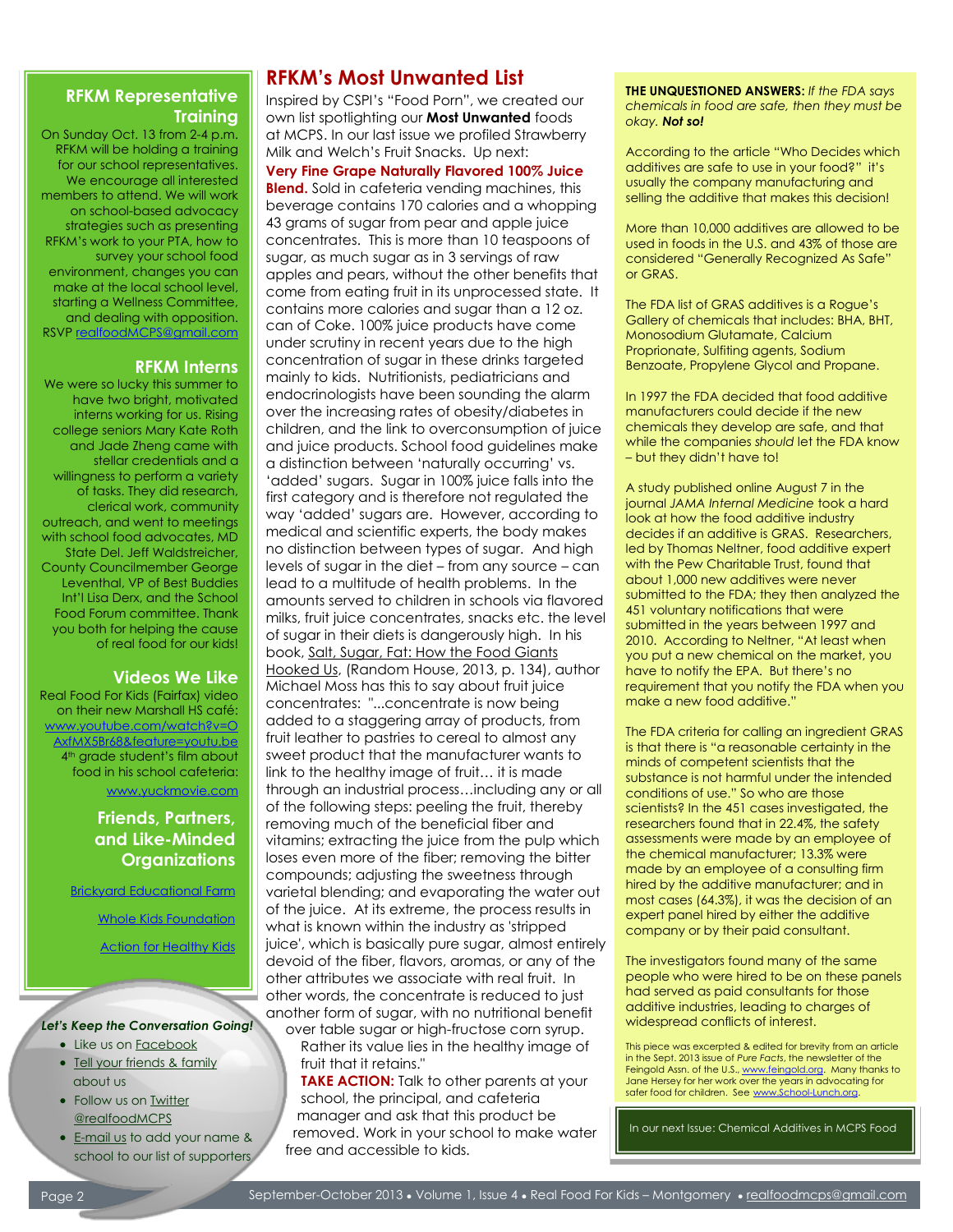### RFKM Representative Training

On Sunday Oct. 13 from 2-4 p.m. RFKM will be holding a training for our school representatives. We encourage all interested members to attend. We will work on school-based advocacy strategies such as presenting RFKM's work to your PTA, how to survey your school food environment, changes you can make at the local school level, starting a Wellness Committee, and dealing with opposition. RSVP realfoodMCPS@gmail.com

### RFKM Interns

We were so lucky this summer to have two bright, motivated interns working for us. Rising college seniors Mary Kate Roth and Jade Zheng came with stellar credentials and a willingness to perform a variety of tasks. They did research, clerical work, community outreach, and went to meetings with school food advocates, MD State Del. Jeff Waldstreicher, County Councilmember George Leventhal, VP of Best Buddies Int'l Lisa Derx, and the School Food Forum committee. Thank you both for helping the cause of real food for our kids!

### Videos We Like

Real Food For Kids (Fairfax) video on their new Marshall HS café: www.youtube.com/watch?v=OAxfMX5Br68&feature=youtu.be

4th grade student's film about food in his school cafeteria: www.yuckmovie.com

### Friends, Partners, and Like-Minded Organizations

Brickyard Educational Farm

Whole Kids Foundation

Action for Healthy Kids

***Let's Keep the Conversation Going!***

- Like us on Facebook
- Tell your friends & family about us
- Follow us on Twitter @realfoodMCPS
- E-mail us to add your name & school to our list of supporters

## RFKM's Most Unwanted List

Inspired by CSPI's "Food Porn", we created our own list spotlighting our **Most Unwanted** foods at MCPS. In our last issue we profiled Strawberry Milk and Welch's Fruit Snacks. Up next:

**Very Fine Grape Naturally Flavored 100% Juice Blend.** Sold in cafeteria vending machines, this beverage contains 170 calories and a whopping 43 grams of sugar from pear and apple juice concentrates. This is more than 10 teaspoons of sugar, as much sugar as in 3 servings of raw apples and pears, without the other benefits that come from eating fruit in its unprocessed state. It contains more calories and sugar than a 12 oz. can of Coke. 100% juice products have come under scrutiny in recent years due to the high concentration of sugar in these drinks targeted mainly to kids. Nutritionists, pediatricians and endocrinologists have been sounding the alarm over the increasing rates of obesity/diabetes in children, and the link to overconsumption of juice and juice products. School food guidelines make a distinction between 'naturally occurring' vs. 'added' sugars. Sugar in 100% juice falls into the first category and is therefore not regulated the way 'added' sugars are. However, according to medical and scientific experts, the body makes no distinction between types of sugar. And high levels of sugar in the diet – from any source – can lead to a multitude of health problems. In the amounts served to children in schools via flavored milks, fruit juice concentrates, snacks etc. the level of sugar in their diets is dangerously high. In his book, Salt, Sugar, Fat: How the Food Giants Hooked Us, (Random House, 2013, p. 134), author Michael Moss has this to say about fruit juice concentrates: "...concentrate is now being added to a staggering array of products, from fruit leather to pastries to cereal to almost any sweet product that the manufacturer wants to link to the healthy image of fruit… it is made through an industrial process…including any or all of the following steps: peeling the fruit, thereby removing much of the beneficial fiber and vitamins; extracting the juice from the pulp which loses even more of the fiber; removing the bitter compounds; adjusting the sweetness through varietal blending; and evaporating the water out of the juice. At its extreme, the process results in what is known within the industry as 'stripped juice', which is basically pure sugar, almost entirely devoid of the fiber, flavors, aromas, or any of the other attributes we associate with real fruit. In other words, the concentrate is reduced to just another form of sugar, with no nutritional benefit over table sugar or high-fructose corn syrup. Rather its value lies in the healthy image of fruit that it retains."

**TAKE ACTION:** Talk to other parents at your school, the principal, and cafeteria manager and ask that this product be removed. Work in your school to make water free and accessible to kids.

**THE UNQUESTIONED ANSWERS:** *If the FDA says chemicals in food are safe, then they must be okay.* ***Not so!***

According to the article "Who Decides which additives are safe to use in your food?" it's usually the company manufacturing and selling the additive that makes this decision!

More than 10,000 additives are allowed to be used in foods in the U.S. and 43% of those are considered "Generally Recognized As Safe" or GRAS.

The FDA list of GRAS additives is a Rogue's Gallery of chemicals that includes: BHA, BHT, Monosodium Glutamate, Calcium Proprionate, Sulfiting agents, Sodium Benzoate, Propylene Glycol and Propane.

In 1997 the FDA decided that food additive manufacturers could decide if the new chemicals they develop are safe, and that while the companies *should* let the FDA know – but they didn't have to!

A study published online August 7 in the journal *JAMA Internal Medicine* took a hard look at how the food additive industry decides if an additive is GRAS. Researchers, led by Thomas Neltner, food additive expert with the Pew Charitable Trust, found that about 1,000 new additives were never submitted to the FDA; they then analyzed the 451 voluntary notifications that were submitted in the years between 1997 and 2010. According to Neltner, "At least when you put a new chemical on the market, you have to notify the EPA. But there's no requirement that you notify the FDA when you make a new food additive."

The FDA criteria for calling an ingredient GRAS is that there is "a reasonable certainty in the minds of competent scientists that the substance is not harmful under the intended conditions of use." So who are those scientists? In the 451 cases investigated, the researchers found that in 22.4%, the safety assessments were made by an employee of the chemical manufacturer; 13.3% were made by an employee of a consulting firm hired by the additive manufacturer; and in most cases (64.3%), it was the decision of an expert panel hired by either the additive company or by their paid consultant.

The investigators found many of the same people who were hired to be on these panels had served as paid consultants for those additive industries, leading to charges of widespread conflicts of interest.

This piece was excerpted & edited for brevity from an article in the Sept. 2013 issue of *Pure Facts*, the newsletter of the Feingold Assn. of the U.S., www.feingold.org. Many thanks to Jane Hersey for her work over the years in advocating for safer food for children. See www.School-Lunch.org.

In our next Issue: Chemical Additives in MCPS Food